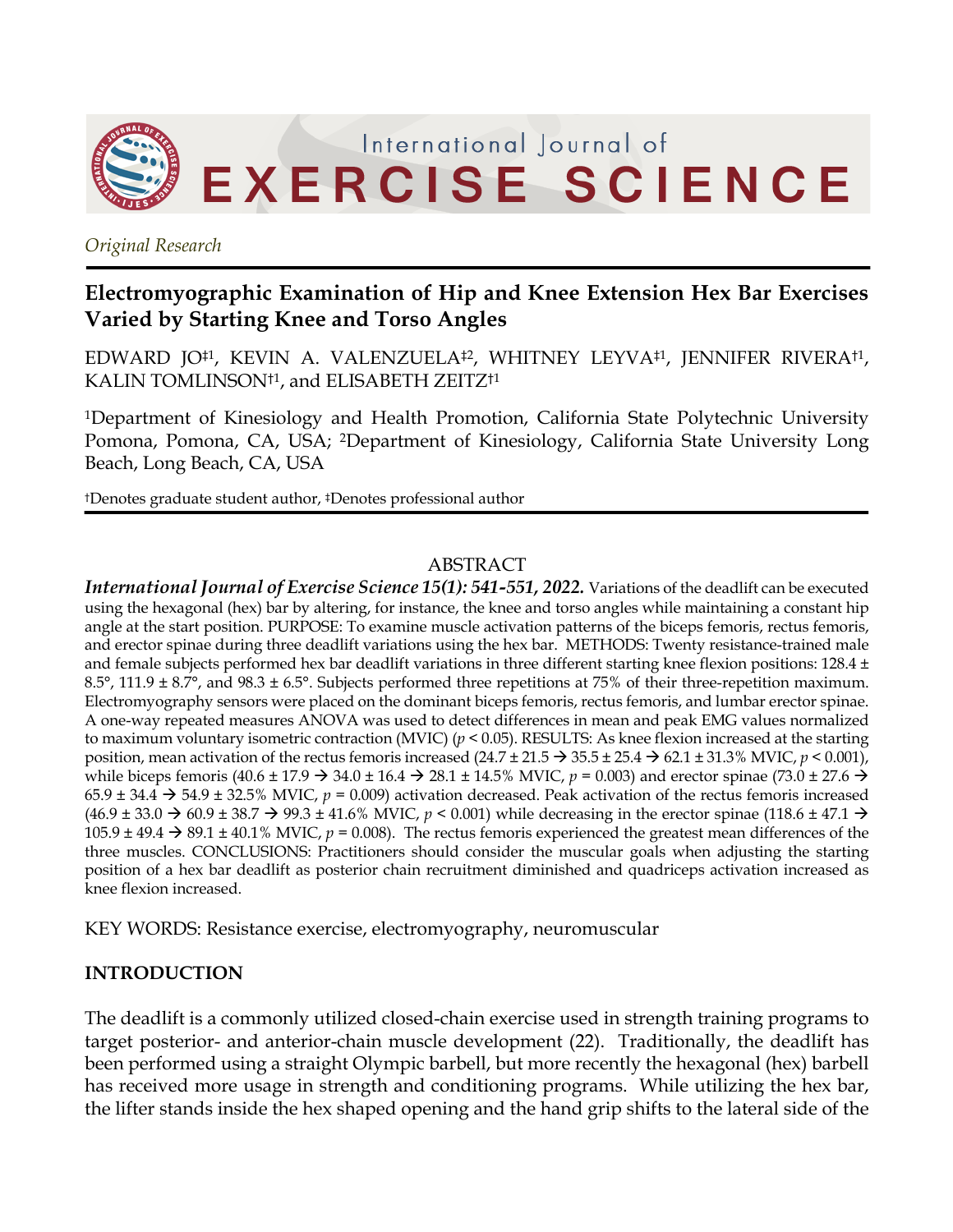*Original Research*

# Electromyographic Examination of Hip and Knee Extension Hex Bar Exercises Varied by Starting Knee and Torso Angles

EDWARD JO‡1, KEVIN A. VALENZUELA‡2, WHITNEY LEYVA‡1, JENNIFER RIVERA†1, KALIN TOMLINSON†1, and ELISABETH ZEITZ†1

1Department of Kinesiology and Health Promotion, California State Polytechnic University Pomona, Pomona, CA, USA; 2Department of Kinesiology, California State University Long Beach, Long Beach, CA, USA

†Denotes graduate student author, ‡Denotes professional author

## ABSTRACT

***International Journal of Exercise Science 15(1): 541-551, 2022.*** Variations of the deadlift can be executed using the hexagonal (hex) bar by altering, for instance, the knee and torso angles while maintaining a constant hip angle at the start position. PURPOSE: To examine muscle activation patterns of the biceps femoris, rectus femoris, and erector spinae during three deadlift variations using the hex bar. METHODS: Twenty resistance-trained male and female subjects performed hex bar deadlift variations in three different starting knee flexion positions: 128.4 ± 8.5°, 111.9 ± 8.7°, and 98.3 ± 6.5°. Subjects performed three repetitions at 75% of their three-repetition maximum. Electromyography sensors were placed on the dominant biceps femoris, rectus femoris, and lumbar erector spinae. A one-way repeated measures ANOVA was used to detect differences in mean and peak EMG values normalized to maximum voluntary isometric contraction (MVIC) ($p < 0.05$). RESULTS: As knee flexion increased at the starting position, mean activation of the rectus femoris increased (24.7 ± 21.5 → 35.5 ± 25.4 → 62.1 ± 31.3% MVIC, $p < 0.001$), while biceps femoris (40.6 ± 17.9 → 34.0 ± 16.4 → 28.1 ± 14.5% MVIC, $p = 0.003$) and erector spinae (73.0 ± 27.6 → 65.9 ± 34.4 → 54.9 ± 32.5% MVIC, $p = 0.009$) activation decreased. Peak activation of the rectus femoris increased (46.9 ± 33.0 → 60.9 ± 38.7 → 99.3 ± 41.6% MVIC, $p < 0.001$) while decreasing in the erector spinae (118.6 ± 47.1 → 105.9 ± 49.4 → 89.1 ± 40.1% MVIC, $p = 0.008$). The rectus femoris experienced the greatest mean differences of the three muscles. CONCLUSIONS: Practitioners should consider the muscular goals when adjusting the starting position of a hex bar deadlift as posterior chain recruitment diminished and quadriceps activation increased as knee flexion increased.

KEY WORDS: Resistance exercise, electromyography, neuromuscular

## INTRODUCTION

The deadlift is a commonly utilized closed-chain exercise used in strength training programs to target posterior- and anterior-chain muscle development (22). Traditionally, the deadlift has been performed using a straight Olympic barbell, but more recently the hexagonal (hex) barbell has received more usage in strength and conditioning programs. While utilizing the hex bar, the lifter stands inside the hex shaped opening and the hand grip shifts to the lateral side of the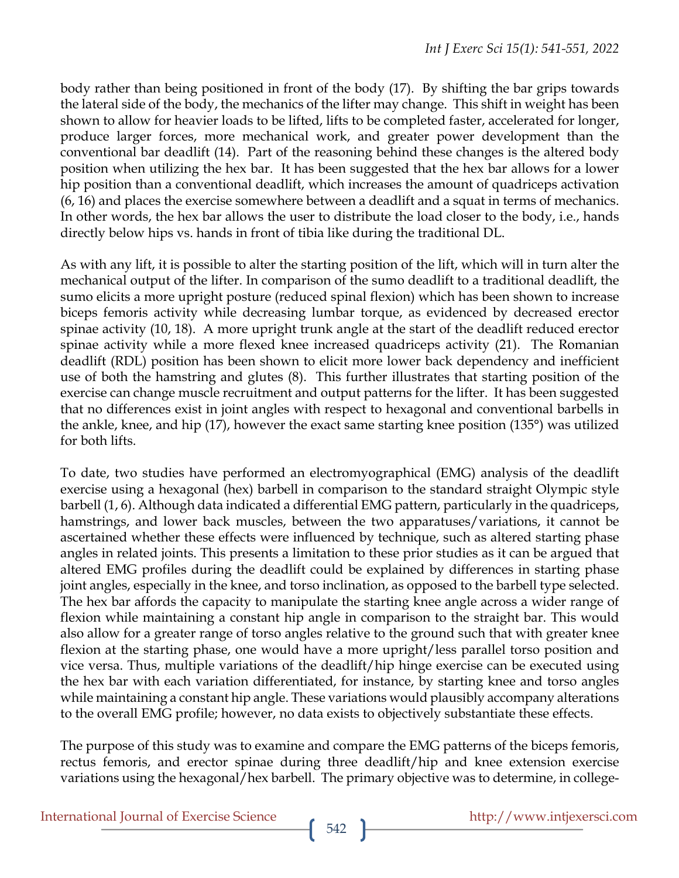body rather than being positioned in front of the body (17). By shifting the bar grips towards the lateral side of the body, the mechanics of the lifter may change. This shift in weight has been shown to allow for heavier loads to be lifted, lifts to be completed faster, accelerated for longer, produce larger forces, more mechanical work, and greater power development than the conventional bar deadlift (14). Part of the reasoning behind these changes is the altered body position when utilizing the hex bar. It has been suggested that the hex bar allows for a lower hip position than a conventional deadlift, which increases the amount of quadriceps activation (6, 16) and places the exercise somewhere between a deadlift and a squat in terms of mechanics. In other words, the hex bar allows the user to distribute the load closer to the body, i.e., hands directly below hips vs. hands in front of tibia like during the traditional DL.

As with any lift, it is possible to alter the starting position of the lift, which will in turn alter the mechanical output of the lifter. In comparison of the sumo deadlift to a traditional deadlift, the sumo elicits a more upright posture (reduced spinal flexion) which has been shown to increase biceps femoris activity while decreasing lumbar torque, as evidenced by decreased erector spinae activity (10, 18). A more upright trunk angle at the start of the deadlift reduced erector spinae activity while a more flexed knee increased quadriceps activity (21). The Romanian deadlift (RDL) position has been shown to elicit more lower back dependency and inefficient use of both the hamstring and glutes (8). This further illustrates that starting position of the exercise can change muscle recruitment and output patterns for the lifter. It has been suggested that no differences exist in joint angles with respect to hexagonal and conventional barbells in the ankle, knee, and hip (17), however the exact same starting knee position (135°) was utilized for both lifts.

To date, two studies have performed an electromyographical (EMG) analysis of the deadlift exercise using a hexagonal (hex) barbell in comparison to the standard straight Olympic style barbell (1, 6). Although data indicated a differential EMG pattern, particularly in the quadriceps, hamstrings, and lower back muscles, between the two apparatuses/variations, it cannot be ascertained whether these effects were influenced by technique, such as altered starting phase angles in related joints. This presents a limitation to these prior studies as it can be argued that altered EMG profiles during the deadlift could be explained by differences in starting phase joint angles, especially in the knee, and torso inclination, as opposed to the barbell type selected. The hex bar affords the capacity to manipulate the starting knee angle across a wider range of flexion while maintaining a constant hip angle in comparison to the straight bar. This would also allow for a greater range of torso angles relative to the ground such that with greater knee flexion at the starting phase, one would have a more upright/less parallel torso position and vice versa. Thus, multiple variations of the deadlift/hip hinge exercise can be executed using the hex bar with each variation differentiated, for instance, by starting knee and torso angles while maintaining a constant hip angle. These variations would plausibly accompany alterations to the overall EMG profile; however, no data exists to objectively substantiate these effects.

The purpose of this study was to examine and compare the EMG patterns of the biceps femoris, rectus femoris, and erector spinae during three deadlift/hip and knee extension exercise variations using the hexagonal/hex barbell. The primary objective was to determine, in college-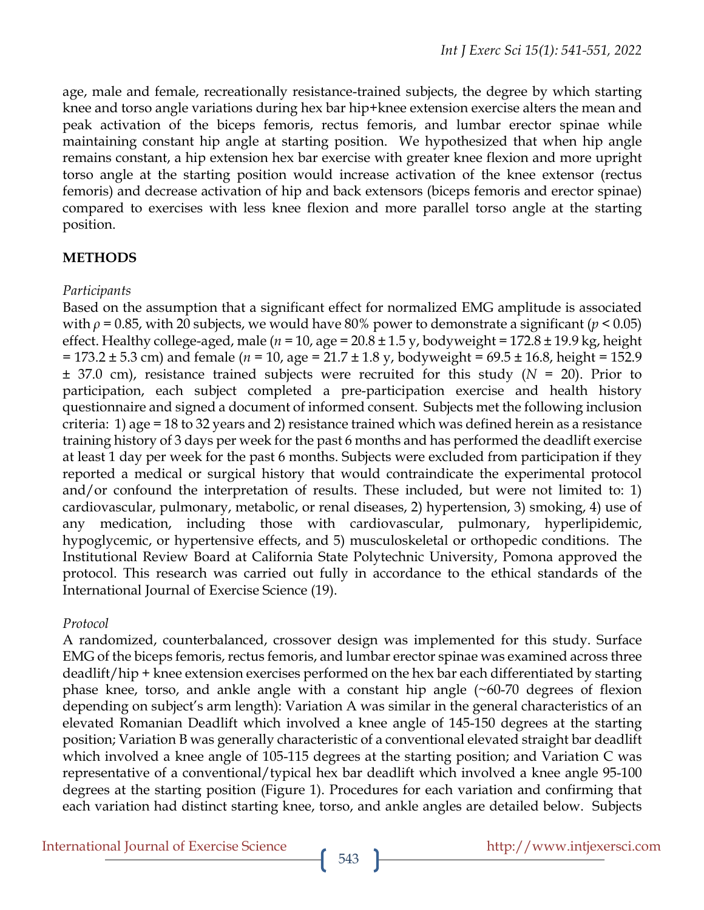age, male and female, recreationally resistance-trained subjects, the degree by which starting knee and torso angle variations during hex bar hip+knee extension exercise alters the mean and peak activation of the biceps femoris, rectus femoris, and lumbar erector spinae while maintaining constant hip angle at starting position. We hypothesized that when hip angle remains constant, a hip extension hex bar exercise with greater knee flexion and more upright torso angle at the starting position would increase activation of the knee extensor (rectus femoris) and decrease activation of hip and back extensors (biceps femoris and erector spinae) compared to exercises with less knee flexion and more parallel torso angle at the starting position.

## METHODS

*Participants*

Based on the assumption that a significant effect for normalized EMG amplitude is associated with $\rho = 0.85$, with 20 subjects, we would have 80% power to demonstrate a significant ($p < 0.05$) effect. Healthy college-aged, male ($n = 10$, age = 20.8 ± 1.5 y, bodyweight = 172.8 ± 19.9 kg, height = 173.2 ± 5.3 cm) and female ($n = 10$, age = 21.7 ± 1.8 y, bodyweight = 69.5 ± 16.8, height = 152.9 ± 37.0 cm), resistance trained subjects were recruited for this study ($N = 20$). Prior to participation, each subject completed a pre-participation exercise and health history questionnaire and signed a document of informed consent. Subjects met the following inclusion criteria: 1) age = 18 to 32 years and 2) resistance trained which was defined herein as a resistance training history of 3 days per week for the past 6 months and has performed the deadlift exercise at least 1 day per week for the past 6 months. Subjects were excluded from participation if they reported a medical or surgical history that would contraindicate the experimental protocol and/or confound the interpretation of results. These included, but were not limited to: 1) cardiovascular, pulmonary, metabolic, or renal diseases, 2) hypertension, 3) smoking, 4) use of any medication, including those with cardiovascular, pulmonary, hyperlipidemic, hypoglycemic, or hypertensive effects, and 5) musculoskeletal or orthopedic conditions. The Institutional Review Board at California State Polytechnic University, Pomona approved the protocol. This research was carried out fully in accordance to the ethical standards of the International Journal of Exercise Science (19).

*Protocol*

A randomized, counterbalanced, crossover design was implemented for this study. Surface EMG of the biceps femoris, rectus femoris, and lumbar erector spinae was examined across three deadlift/hip + knee extension exercises performed on the hex bar each differentiated by starting phase knee, torso, and ankle angle with a constant hip angle (~60-70 degrees of flexion depending on subject's arm length): Variation A was similar in the general characteristics of an elevated Romanian Deadlift which involved a knee angle of 145-150 degrees at the starting position; Variation B was generally characteristic of a conventional elevated straight bar deadlift which involved a knee angle of 105-115 degrees at the starting position; and Variation C was representative of a conventional/typical hex bar deadlift which involved a knee angle 95-100 degrees at the starting position (Figure 1). Procedures for each variation and confirming that each variation had distinct starting knee, torso, and ankle angles are detailed below. Subjects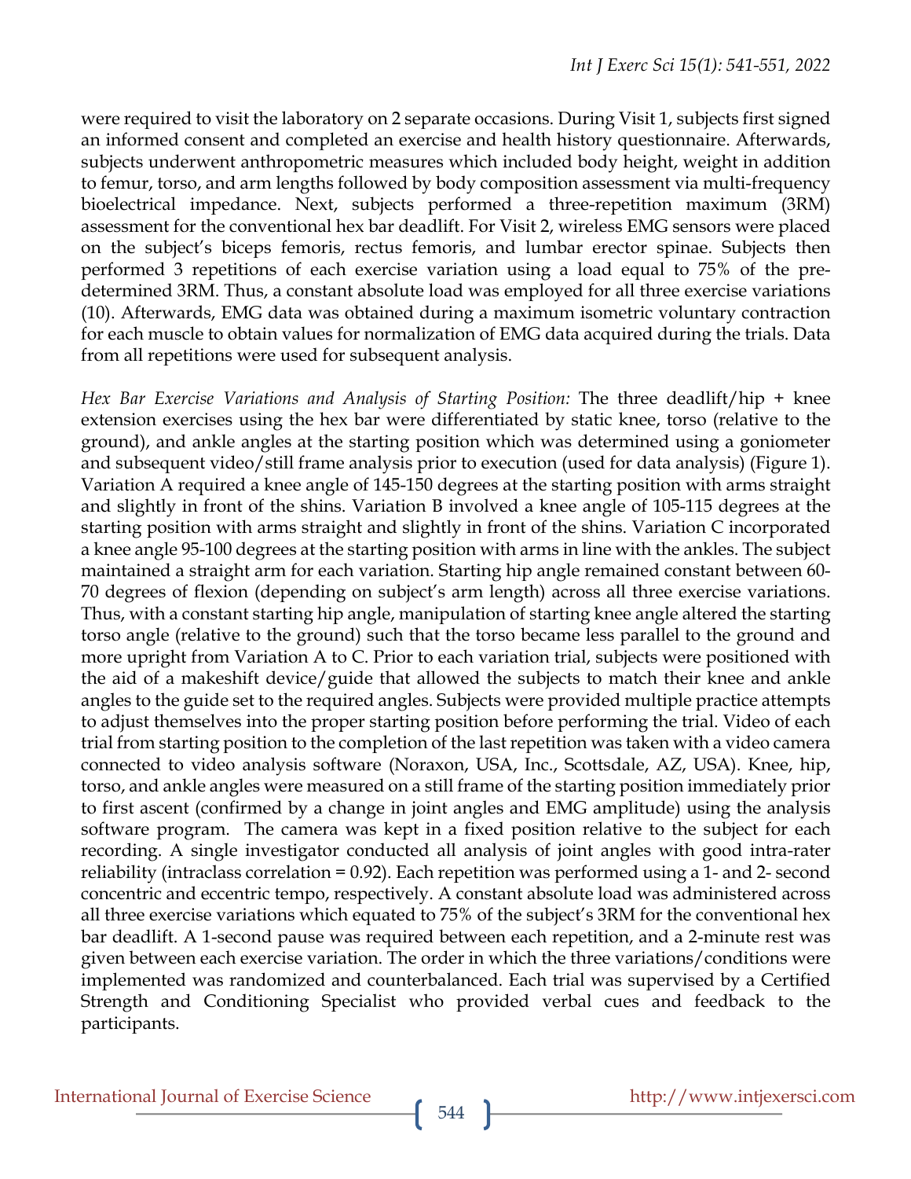were required to visit the laboratory on 2 separate occasions. During Visit 1, subjects first signed an informed consent and completed an exercise and health history questionnaire. Afterwards, subjects underwent anthropometric measures which included body height, weight in addition to femur, torso, and arm lengths followed by body composition assessment via multi-frequency bioelectrical impedance. Next, subjects performed a three-repetition maximum (3RM) assessment for the conventional hex bar deadlift. For Visit 2, wireless EMG sensors were placed on the subject's biceps femoris, rectus femoris, and lumbar erector spinae. Subjects then performed 3 repetitions of each exercise variation using a load equal to 75% of the pre-determined 3RM. Thus, a constant absolute load was employed for all three exercise variations (10). Afterwards, EMG data was obtained during a maximum isometric voluntary contraction for each muscle to obtain values for normalization of EMG data acquired during the trials. Data from all repetitions were used for subsequent analysis.

*Hex Bar Exercise Variations and Analysis of Starting Position:* The three deadlift/hip + knee extension exercises using the hex bar were differentiated by static knee, torso (relative to the ground), and ankle angles at the starting position which was determined using a goniometer and subsequent video/still frame analysis prior to execution (used for data analysis) (Figure 1). Variation A required a knee angle of 145-150 degrees at the starting position with arms straight and slightly in front of the shins. Variation B involved a knee angle of 105-115 degrees at the starting position with arms straight and slightly in front of the shins. Variation C incorporated a knee angle 95-100 degrees at the starting position with arms in line with the ankles. The subject maintained a straight arm for each variation. Starting hip angle remained constant between 60-70 degrees of flexion (depending on subject's arm length) across all three exercise variations. Thus, with a constant starting hip angle, manipulation of starting knee angle altered the starting torso angle (relative to the ground) such that the torso became less parallel to the ground and more upright from Variation A to C. Prior to each variation trial, subjects were positioned with the aid of a makeshift device/guide that allowed the subjects to match their knee and ankle angles to the guide set to the required angles. Subjects were provided multiple practice attempts to adjust themselves into the proper starting position before performing the trial. Video of each trial from starting position to the completion of the last repetition was taken with a video camera connected to video analysis software (Noraxon, USA, Inc., Scottsdale, AZ, USA). Knee, hip, torso, and ankle angles were measured on a still frame of the starting position immediately prior to first ascent (confirmed by a change in joint angles and EMG amplitude) using the analysis software program. The camera was kept in a fixed position relative to the subject for each recording. A single investigator conducted all analysis of joint angles with good intra-rater reliability (intraclass correlation = 0.92). Each repetition was performed using a 1- and 2- second concentric and eccentric tempo, respectively. A constant absolute load was administered across all three exercise variations which equated to 75% of the subject's 3RM for the conventional hex bar deadlift. A 1-second pause was required between each repetition, and a 2-minute rest was given between each exercise variation. The order in which the three variations/conditions were implemented was randomized and counterbalanced. Each trial was supervised by a Certified Strength and Conditioning Specialist who provided verbal cues and feedback to the participants.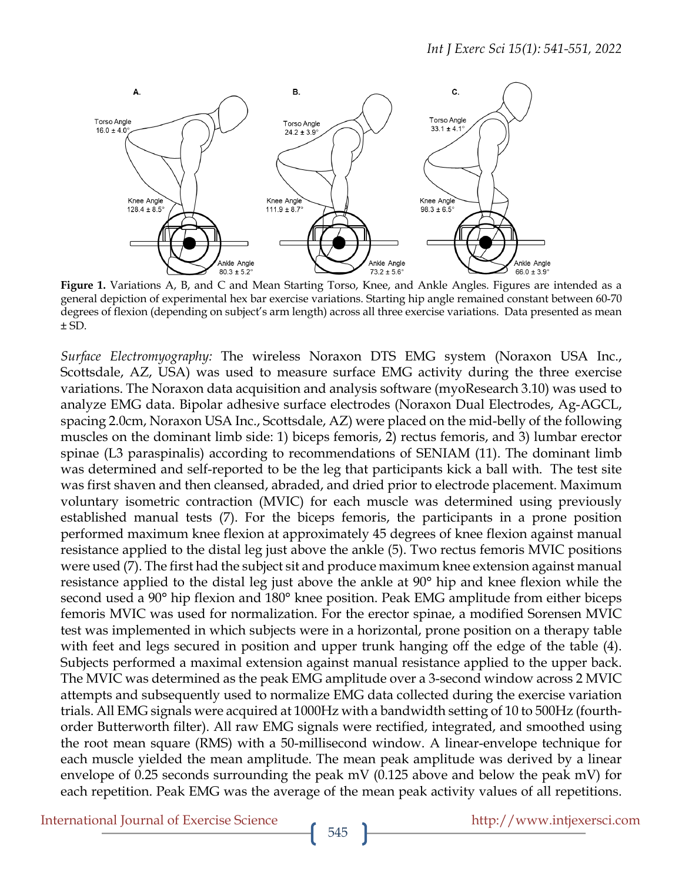**Figure 1.** Variations A, B, and C and Mean Starting Torso, Knee, and Ankle Angles. Figures are intended as a general depiction of experimental hex bar exercise variations. Starting hip angle remained constant between 60-70 degrees of flexion (depending on subject's arm length) across all three exercise variations. Data presented as mean ± SD.

*Surface Electromyography:* The wireless Noraxon DTS EMG system (Noraxon USA Inc., Scottsdale, AZ, USA) was used to measure surface EMG activity during the three exercise variations. The Noraxon data acquisition and analysis software (myoResearch 3.10) was used to analyze EMG data. Bipolar adhesive surface electrodes (Noraxon Dual Electrodes, Ag-AGCL, spacing 2.0cm, Noraxon USA Inc., Scottsdale, AZ) were placed on the mid-belly of the following muscles on the dominant limb side: 1) biceps femoris, 2) rectus femoris, and 3) lumbar erector spinae (L3 paraspinalis) according to recommendations of SENIAM (11). The dominant limb was determined and self-reported to be the leg that participants kick a ball with. The test site was first shaven and then cleansed, abraded, and dried prior to electrode placement. Maximum voluntary isometric contraction (MVIC) for each muscle was determined using previously established manual tests (7). For the biceps femoris, the participants in a prone position performed maximum knee flexion at approximately 45 degrees of knee flexion against manual resistance applied to the distal leg just above the ankle (5). Two rectus femoris MVIC positions were used (7). The first had the subject sit and produce maximum knee extension against manual resistance applied to the distal leg just above the ankle at 90° hip and knee flexion while the second used a 90° hip flexion and 180° knee position. Peak EMG amplitude from either biceps femoris MVIC was used for normalization. For the erector spinae, a modified Sorensen MVIC test was implemented in which subjects were in a horizontal, prone position on a therapy table with feet and legs secured in position and upper trunk hanging off the edge of the table (4). Subjects performed a maximal extension against manual resistance applied to the upper back. The MVIC was determined as the peak EMG amplitude over a 3-second window across 2 MVIC attempts and subsequently used to normalize EMG data collected during the exercise variation trials. All EMG signals were acquired at 1000Hz with a bandwidth setting of 10 to 500Hz (fourth-order Butterworth filter). All raw EMG signals were rectified, integrated, and smoothed using the root mean square (RMS) with a 50-millisecond window. A linear-envelope technique for each muscle yielded the mean amplitude. The mean peak amplitude was derived by a linear envelope of 0.25 seconds surrounding the peak mV (0.125 above and below the peak mV) for each repetition. Peak EMG was the average of the mean peak activity values of all repetitions.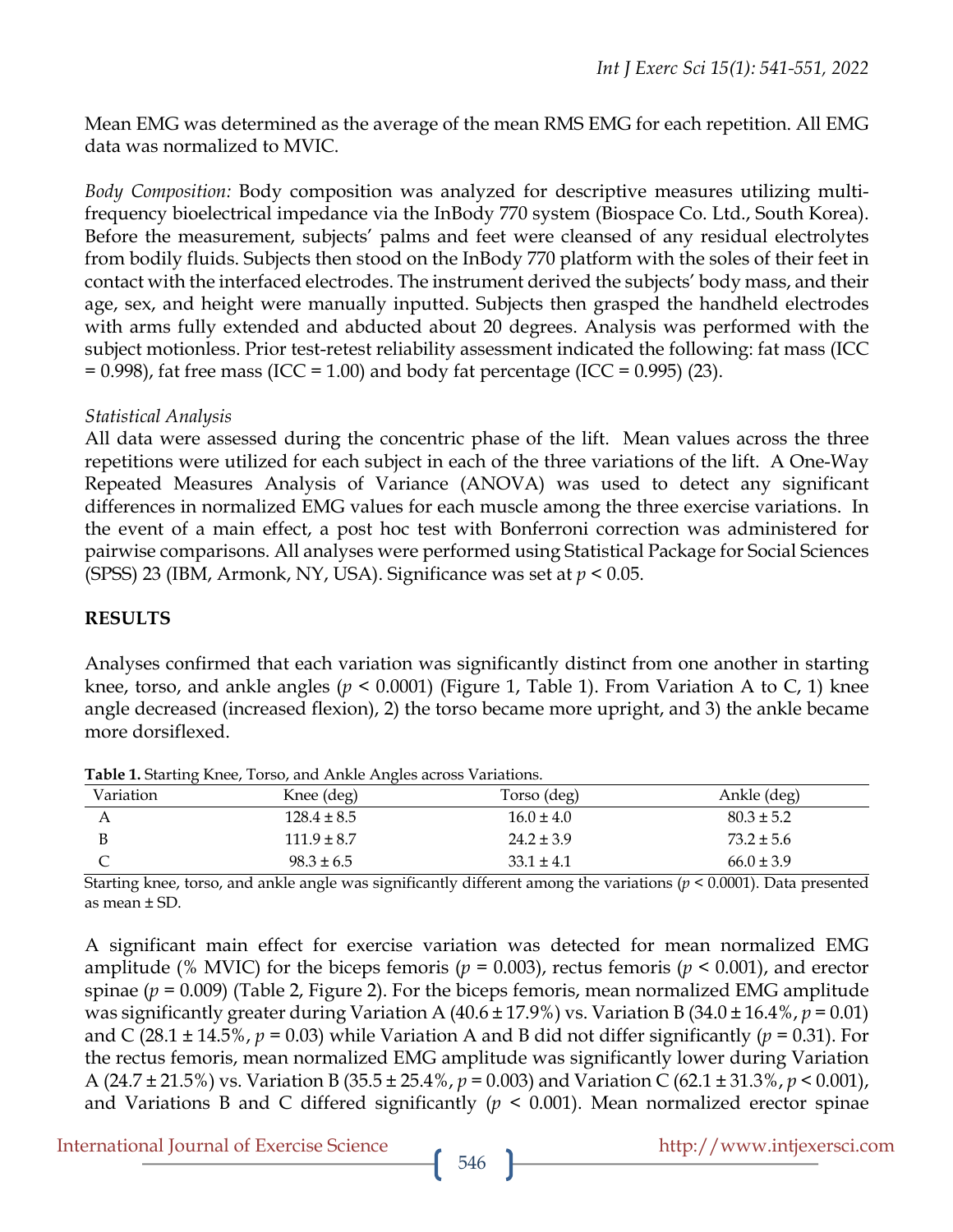Mean EMG was determined as the average of the mean RMS EMG for each repetition. All EMG data was normalized to MVIC.

*Body Composition:* Body composition was analyzed for descriptive measures utilizing multi-frequency bioelectrical impedance via the InBody 770 system (Biospace Co. Ltd., South Korea). Before the measurement, subjects' palms and feet were cleansed of any residual electrolytes from bodily fluids. Subjects then stood on the InBody 770 platform with the soles of their feet in contact with the interfaced electrodes. The instrument derived the subjects' body mass, and their age, sex, and height were manually inputted. Subjects then grasped the handheld electrodes with arms fully extended and abducted about 20 degrees. Analysis was performed with the subject motionless. Prior test-retest reliability assessment indicated the following: fat mass (ICC = 0.998), fat free mass (ICC = 1.00) and body fat percentage (ICC = 0.995) (23).

*Statistical Analysis*

All data were assessed during the concentric phase of the lift. Mean values across the three repetitions were utilized for each subject in each of the three variations of the lift. A One-Way Repeated Measures Analysis of Variance (ANOVA) was used to detect any significant differences in normalized EMG values for each muscle among the three exercise variations. In the event of a main effect, a post hoc test with Bonferroni correction was administered for pairwise comparisons. All analyses were performed using Statistical Package for Social Sciences (SPSS) 23 (IBM, Armonk, NY, USA). Significance was set at $p < 0.05$.

## RESULTS

Analyses confirmed that each variation was significantly distinct from one another in starting knee, torso, and ankle angles ($p < 0.0001$) (Figure 1, Table 1). From Variation A to C, 1) knee angle decreased (increased flexion), 2) the torso became more upright, and 3) the ankle became more dorsiflexed.

**Table 1.** Starting Knee, Torso, and Ankle Angles across Variations.

| Variation | Knee (deg) | Torso (deg) | Ankle (deg) |
|---|---|---|---|
| A | 128.4 ± 8.5 | 16.0 ± 4.0 | 80.3 ± 5.2 |
| B | 111.9 ± 8.7 | 24.2 ± 3.9 | 73.2 ± 5.6 |
| C | 98.3 ± 6.5 | 33.1 ± 4.1 | 66.0 ± 3.9 |

Starting knee, torso, and ankle angle was significantly different among the variations ($p < 0.0001$). Data presented as mean ± SD.

A significant main effect for exercise variation was detected for mean normalized EMG amplitude (% MVIC) for the biceps femoris ($p = 0.003$), rectus femoris ($p < 0.001$), and erector spinae ($p = 0.009$) (Table 2, Figure 2). For the biceps femoris, mean normalized EMG amplitude was significantly greater during Variation A (40.6 ± 17.9%) vs. Variation B (34.0 ± 16.4%, $p = 0.01$) and C (28.1 ± 14.5%, $p = 0.03$) while Variation A and B did not differ significantly ($p = 0.31$). For the rectus femoris, mean normalized EMG amplitude was significantly lower during Variation A (24.7 ± 21.5%) vs. Variation B (35.5 ± 25.4%, $p = 0.003$) and Variation C (62.1 ± 31.3%, $p < 0.001$), and Variations B and C differed significantly ($p < 0.001$). Mean normalized erector spinae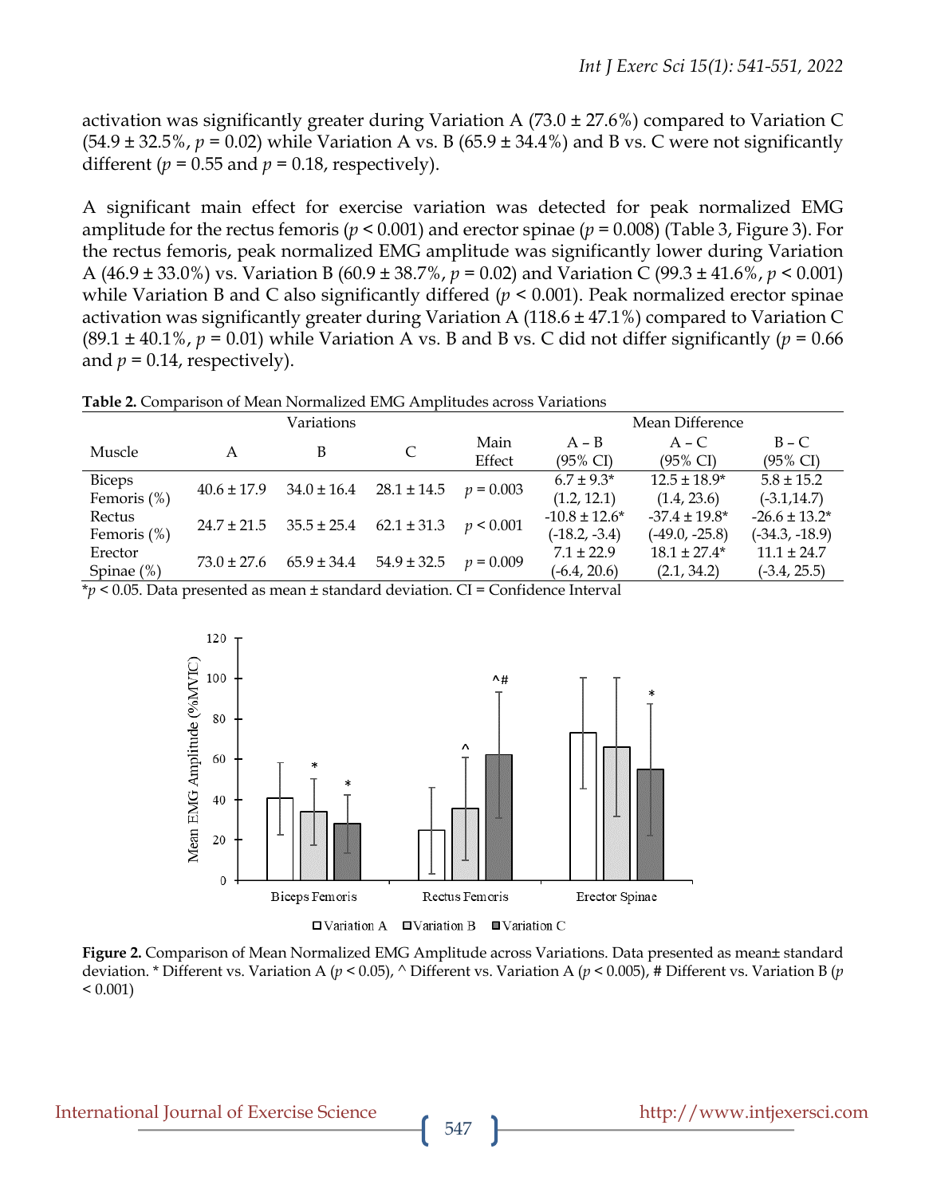activation was significantly greater during Variation A (73.0 ± 27.6%) compared to Variation C (54.9 ± 32.5%, $p = 0.02$) while Variation A vs. B (65.9 ± 34.4%) and B vs. C were not significantly different ($p = 0.55$ and $p = 0.18$, respectively).

A significant main effect for exercise variation was detected for peak normalized EMG amplitude for the rectus femoris ($p < 0.001$) and erector spinae ($p = 0.008$) (Table 3, Figure 3). For the rectus femoris, peak normalized EMG amplitude was significantly lower during Variation A (46.9 ± 33.0%) vs. Variation B (60.9 ± 38.7%, $p = 0.02$) and Variation C (99.3 ± 41.6%, $p < 0.001$) while Variation B and C also significantly differed ($p < 0.001$). Peak normalized erector spinae activation was significantly greater during Variation A (118.6 ± 47.1%) compared to Variation C (89.1 ± 40.1%, $p = 0.01$) while Variation A vs. B and B vs. C did not differ significantly ($p = 0.66$ and $p = 0.14$, respectively).

**Table 2.** Comparison of Mean Normalized EMG Amplitudes across Variations

| Muscle | Variations A | Variations B | Variations C | Main Effect | Mean Difference A – B (95% CI) | Mean Difference A – C (95% CI) | Mean Difference B – C (95% CI) |
|---|---|---|---|---|---|---|---|
| Biceps Femoris (%) | 40.6 ± 17.9 | 34.0 ± 16.4 | 28.1 ± 14.5 | $p = 0.003$ | 6.7 ± 9.3* (1.2, 12.1) | 12.5 ± 18.9* (1.4, 23.6) | 5.8 ± 15.2 (-3.1,14.7) |
| Rectus Femoris (%) | 24.7 ± 21.5 | 35.5 ± 25.4 | 62.1 ± 31.3 | $p < 0.001$ | -10.8 ± 12.6* (-18.2, -3.4) | -37.4 ± 19.8* (-49.0, -25.8) | -26.6 ± 13.2* (-34.3, -18.9) |
| Erector Spinae (%) | 73.0 ± 27.6 | 65.9 ± 34.4 | 54.9 ± 32.5 | $p = 0.009$ | 7.1 ± 22.9 (-6.4, 20.6) | 18.1 ± 27.4* (2.1, 34.2) | 11.1 ± 24.7 (-3.4, 25.5) |

*$p < 0.05$. Data presented as mean ± standard deviation. CI = Confidence Interval

**Figure 2.** Comparison of Mean Normalized EMG Amplitude across Variations. Data presented as mean± standard deviation. * Different vs. Variation A ($p < 0.05$), ^ Different vs. Variation A ($p < 0.005$), # Different vs. Variation B ($p < 0.001$)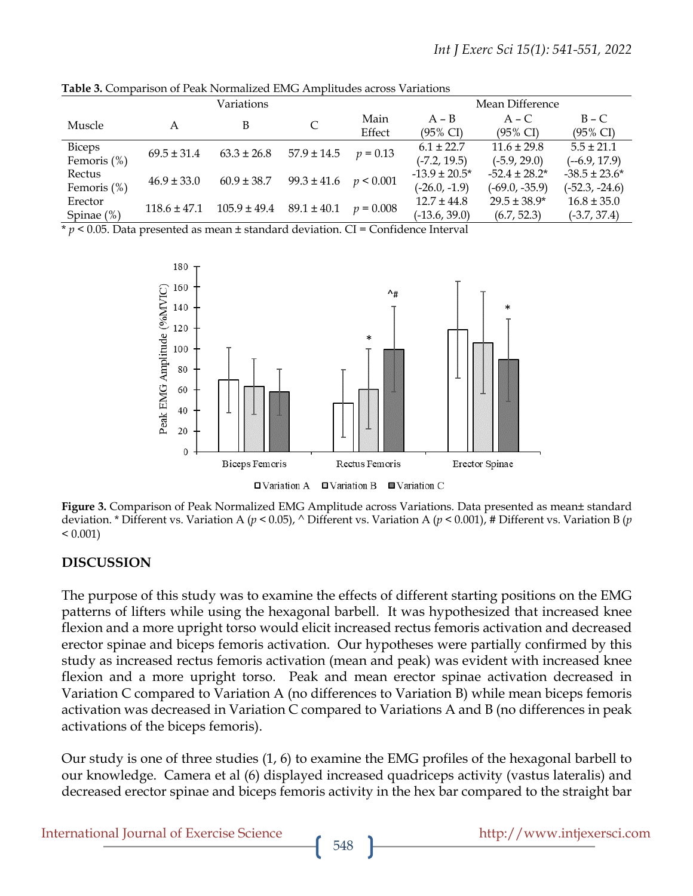**Table 3.** Comparison of Peak Normalized EMG Amplitudes across Variations

| Muscle | Variations | | | | Mean Difference | | |
|---|---|---|---|---|---|---|---|
| | A | B | C | Main Effect | A – B (95% CI) | A – C (95% CI) | B – C (95% CI) |
| Biceps Femoris (%) | 69.5 ± 31.4 | 63.3 ± 26.8 | 57.9 ± 14.5 | $p = 0.13$ | 6.1 ± 22.7 (-7.2, 19.5) | 11.6 ± 29.8 (-5.9, 29.0) | 5.5 ± 21.1 (--6.9, 17.9) |
| Rectus Femoris (%) | 46.9 ± 33.0 | 60.9 ± 38.7 | 99.3 ± 41.6 | $p < 0.001$ | -13.9 ± 20.5* (-26.0, -1.9) | -52.4 ± 28.2* (-69.0, -35.9) | -38.5 ± 23.6* (-52.3, -24.6) |
| Erector Spinae (%) | 118.6 ± 47.1 | 105.9 ± 49.4 | 89.1 ± 40.1 | $p = 0.008$ | 12.7 ± 44.8 (-13.6, 39.0) | 29.5 ± 38.9* (6.7, 52.3) | 16.8 ± 35.0 (-3.7, 37.4) |

* $p < 0.05$. Data presented as mean ± standard deviation. CI = Confidence Interval

**Figure 3.** Comparison of Peak Normalized EMG Amplitude across Variations. Data presented as mean± standard deviation. * Different vs. Variation A ($p < 0.05$), ^ Different vs. Variation A ($p < 0.001$), # Different vs. Variation B ($p < 0.001$)

## DISCUSSION

The purpose of this study was to examine the effects of different starting positions on the EMG patterns of lifters while using the hexagonal barbell. It was hypothesized that increased knee flexion and a more upright torso would elicit increased rectus femoris activation and decreased erector spinae and biceps femoris activation. Our hypotheses were partially confirmed by this study as increased rectus femoris activation (mean and peak) was evident with increased knee flexion and a more upright torso. Peak and mean erector spinae activation decreased in Variation C compared to Variation A (no differences to Variation B) while mean biceps femoris activation was decreased in Variation C compared to Variations A and B (no differences in peak activations of the biceps femoris).

Our study is one of three studies (1, 6) to examine the EMG profiles of the hexagonal barbell to our knowledge. Camera et al (6) displayed increased quadriceps activity (vastus lateralis) and decreased erector spinae and biceps femoris activity in the hex bar compared to the straight bar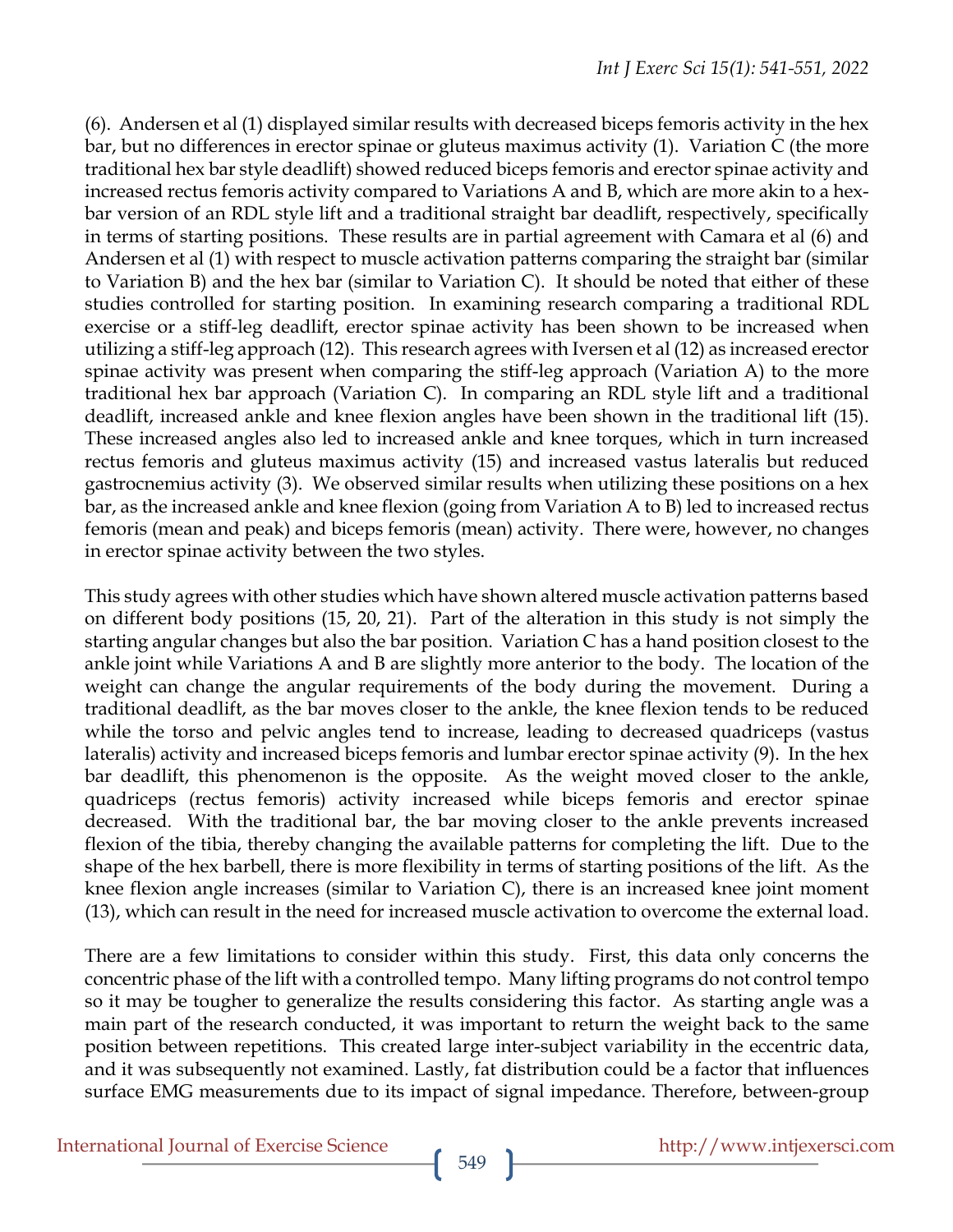(6). Andersen et al (1) displayed similar results with decreased biceps femoris activity in the hex bar, but no differences in erector spinae or gluteus maximus activity (1). Variation C (the more traditional hex bar style deadlift) showed reduced biceps femoris and erector spinae activity and increased rectus femoris activity compared to Variations A and B, which are more akin to a hex-bar version of an RDL style lift and a traditional straight bar deadlift, respectively, specifically in terms of starting positions. These results are in partial agreement with Camara et al (6) and Andersen et al (1) with respect to muscle activation patterns comparing the straight bar (similar to Variation B) and the hex bar (similar to Variation C). It should be noted that either of these studies controlled for starting position. In examining research comparing a traditional RDL exercise or a stiff-leg deadlift, erector spinae activity has been shown to be increased when utilizing a stiff-leg approach (12). This research agrees with Iversen et al (12) as increased erector spinae activity was present when comparing the stiff-leg approach (Variation A) to the more traditional hex bar approach (Variation C). In comparing an RDL style lift and a traditional deadlift, increased ankle and knee flexion angles have been shown in the traditional lift (15). These increased angles also led to increased ankle and knee torques, which in turn increased rectus femoris and gluteus maximus activity (15) and increased vastus lateralis but reduced gastrocnemius activity (3). We observed similar results when utilizing these positions on a hex bar, as the increased ankle and knee flexion (going from Variation A to B) led to increased rectus femoris (mean and peak) and biceps femoris (mean) activity. There were, however, no changes in erector spinae activity between the two styles.

This study agrees with other studies which have shown altered muscle activation patterns based on different body positions (15, 20, 21). Part of the alteration in this study is not simply the starting angular changes but also the bar position. Variation C has a hand position closest to the ankle joint while Variations A and B are slightly more anterior to the body. The location of the weight can change the angular requirements of the body during the movement. During a traditional deadlift, as the bar moves closer to the ankle, the knee flexion tends to be reduced while the torso and pelvic angles tend to increase, leading to decreased quadriceps (vastus lateralis) activity and increased biceps femoris and lumbar erector spinae activity (9). In the hex bar deadlift, this phenomenon is the opposite. As the weight moved closer to the ankle, quadriceps (rectus femoris) activity increased while biceps femoris and erector spinae decreased. With the traditional bar, the bar moving closer to the ankle prevents increased flexion of the tibia, thereby changing the available patterns for completing the lift. Due to the shape of the hex barbell, there is more flexibility in terms of starting positions of the lift. As the knee flexion angle increases (similar to Variation C), there is an increased knee joint moment (13), which can result in the need for increased muscle activation to overcome the external load.

There are a few limitations to consider within this study. First, this data only concerns the concentric phase of the lift with a controlled tempo. Many lifting programs do not control tempo so it may be tougher to generalize the results considering this factor. As starting angle was a main part of the research conducted, it was important to return the weight back to the same position between repetitions. This created large inter-subject variability in the eccentric data, and it was subsequently not examined. Lastly, fat distribution could be a factor that influences surface EMG measurements due to its impact of signal impedance. Therefore, between-group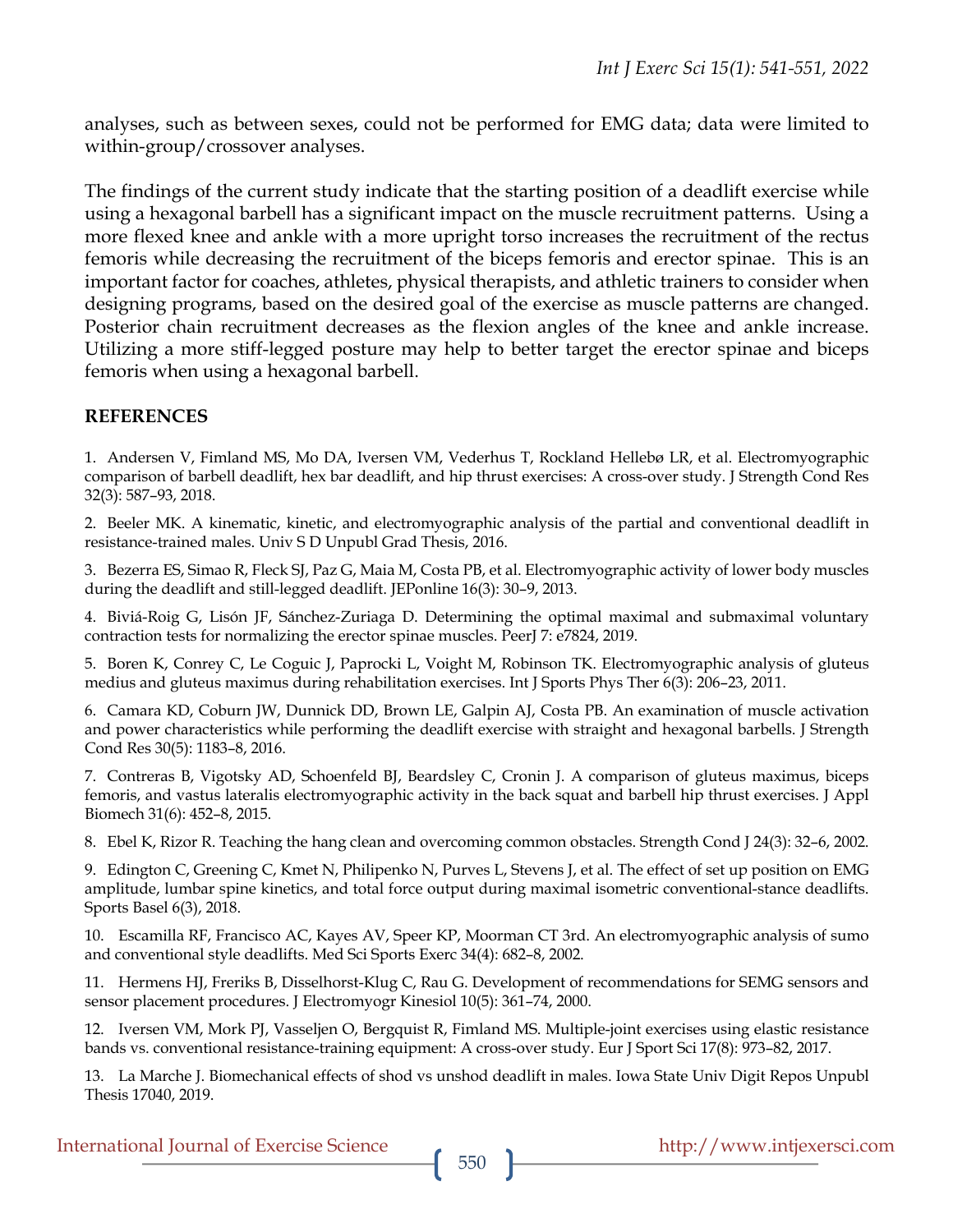analyses, such as between sexes, could not be performed for EMG data; data were limited to within-group/crossover analyses.

The findings of the current study indicate that the starting position of a deadlift exercise while using a hexagonal barbell has a significant impact on the muscle recruitment patterns. Using a more flexed knee and ankle with a more upright torso increases the recruitment of the rectus femoris while decreasing the recruitment of the biceps femoris and erector spinae. This is an important factor for coaches, athletes, physical therapists, and athletic trainers to consider when designing programs, based on the desired goal of the exercise as muscle patterns are changed. Posterior chain recruitment decreases as the flexion angles of the knee and ankle increase. Utilizing a more stiff-legged posture may help to better target the erector spinae and biceps femoris when using a hexagonal barbell.

## REFERENCES

1. Andersen V, Fimland MS, Mo DA, Iversen VM, Vederhus T, Rockland Hellebø LR, et al. Electromyographic comparison of barbell deadlift, hex bar deadlift, and hip thrust exercises: A cross-over study. J Strength Cond Res 32(3): 587–93, 2018.

2. Beeler MK. A kinematic, kinetic, and electromyographic analysis of the partial and conventional deadlift in resistance-trained males. Univ S D Unpubl Grad Thesis, 2016.

3. Bezerra ES, Simao R, Fleck SJ, Paz G, Maia M, Costa PB, et al. Electromyographic activity of lower body muscles during the deadlift and still-legged deadlift. JEPonline 16(3): 30–9, 2013.

4. Biviá-Roig G, Lisón JF, Sánchez-Zuriaga D. Determining the optimal maximal and submaximal voluntary contraction tests for normalizing the erector spinae muscles. PeerJ 7: e7824, 2019.

5. Boren K, Conrey C, Le Coguic J, Paprocki L, Voight M, Robinson TK. Electromyographic analysis of gluteus medius and gluteus maximus during rehabilitation exercises. Int J Sports Phys Ther 6(3): 206–23, 2011.

6. Camara KD, Coburn JW, Dunnick DD, Brown LE, Galpin AJ, Costa PB. An examination of muscle activation and power characteristics while performing the deadlift exercise with straight and hexagonal barbells. J Strength Cond Res 30(5): 1183–8, 2016.

7. Contreras B, Vigotsky AD, Schoenfeld BJ, Beardsley C, Cronin J. A comparison of gluteus maximus, biceps femoris, and vastus lateralis electromyographic activity in the back squat and barbell hip thrust exercises. J Appl Biomech 31(6): 452–8, 2015.

8. Ebel K, Rizor R. Teaching the hang clean and overcoming common obstacles. Strength Cond J 24(3): 32–6, 2002.

9. Edington C, Greening C, Kmet N, Philipenko N, Purves L, Stevens J, et al. The effect of set up position on EMG amplitude, lumbar spine kinetics, and total force output during maximal isometric conventional-stance deadlifts. Sports Basel 6(3), 2018.

10. Escamilla RF, Francisco AC, Kayes AV, Speer KP, Moorman CT 3rd. An electromyographic analysis of sumo and conventional style deadlifts. Med Sci Sports Exerc 34(4): 682–8, 2002.

11. Hermens HJ, Freriks B, Disselhorst-Klug C, Rau G. Development of recommendations for SEMG sensors and sensor placement procedures. J Electromyogr Kinesiol 10(5): 361–74, 2000.

12. Iversen VM, Mork PJ, Vasseljen O, Bergquist R, Fimland MS. Multiple-joint exercises using elastic resistance bands vs. conventional resistance-training equipment: A cross-over study. Eur J Sport Sci 17(8): 973–82, 2017.

13. La Marche J. Biomechanical effects of shod vs unshod deadlift in males. Iowa State Univ Digit Repos Unpubl Thesis 17040, 2019.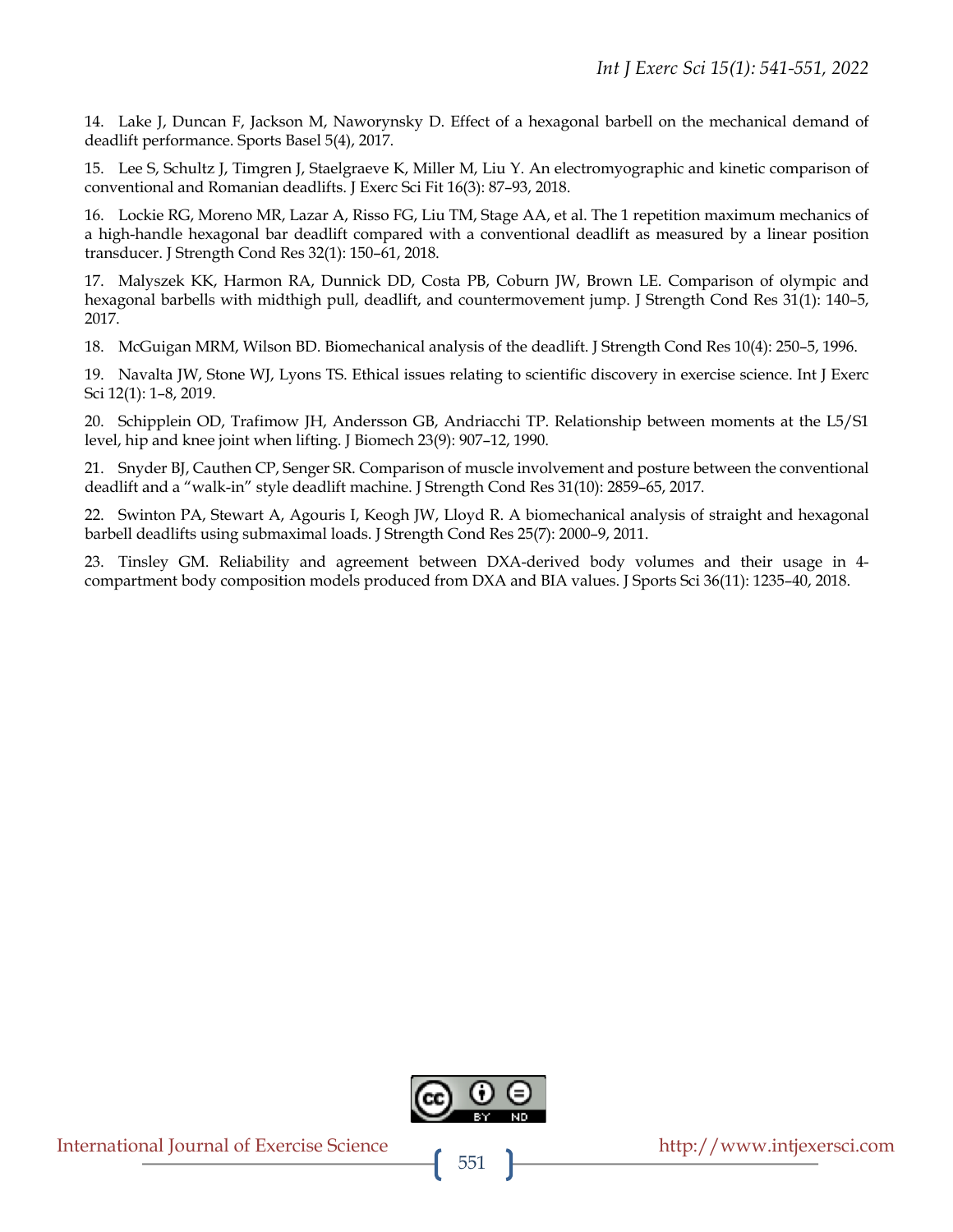14. Lake J, Duncan F, Jackson M, Naworynsky D. Effect of a hexagonal barbell on the mechanical demand of deadlift performance. Sports Basel 5(4), 2017.

15. Lee S, Schultz J, Timgren J, Staelgraeve K, Miller M, Liu Y. An electromyographic and kinetic comparison of conventional and Romanian deadlifts. J Exerc Sci Fit 16(3): 87–93, 2018.

16. Lockie RG, Moreno MR, Lazar A, Risso FG, Liu TM, Stage AA, et al. The 1 repetition maximum mechanics of a high-handle hexagonal bar deadlift compared with a conventional deadlift as measured by a linear position transducer. J Strength Cond Res 32(1): 150–61, 2018.

17. Malyszek KK, Harmon RA, Dunnick DD, Costa PB, Coburn JW, Brown LE. Comparison of olympic and hexagonal barbells with midthigh pull, deadlift, and countermovement jump. J Strength Cond Res 31(1): 140–5, 2017.

18. McGuigan MRM, Wilson BD. Biomechanical analysis of the deadlift. J Strength Cond Res 10(4): 250–5, 1996.

19. Navalta JW, Stone WJ, Lyons TS. Ethical issues relating to scientific discovery in exercise science. Int J Exerc Sci 12(1): 1–8, 2019.

20. Schipplein OD, Trafimow JH, Andersson GB, Andriacchi TP. Relationship between moments at the L5/S1 level, hip and knee joint when lifting. J Biomech 23(9): 907–12, 1990.

21. Snyder BJ, Cauthen CP, Senger SR. Comparison of muscle involvement and posture between the conventional deadlift and a "walk-in" style deadlift machine. J Strength Cond Res 31(10): 2859–65, 2017.

22. Swinton PA, Stewart A, Agouris I, Keogh JW, Lloyd R. A biomechanical analysis of straight and hexagonal barbell deadlifts using submaximal loads. J Strength Cond Res 25(7): 2000–9, 2011.

23. Tinsley GM. Reliability and agreement between DXA-derived body volumes and their usage in 4-compartment body composition models produced from DXA and BIA values. J Sports Sci 36(11): 1235–40, 2018.